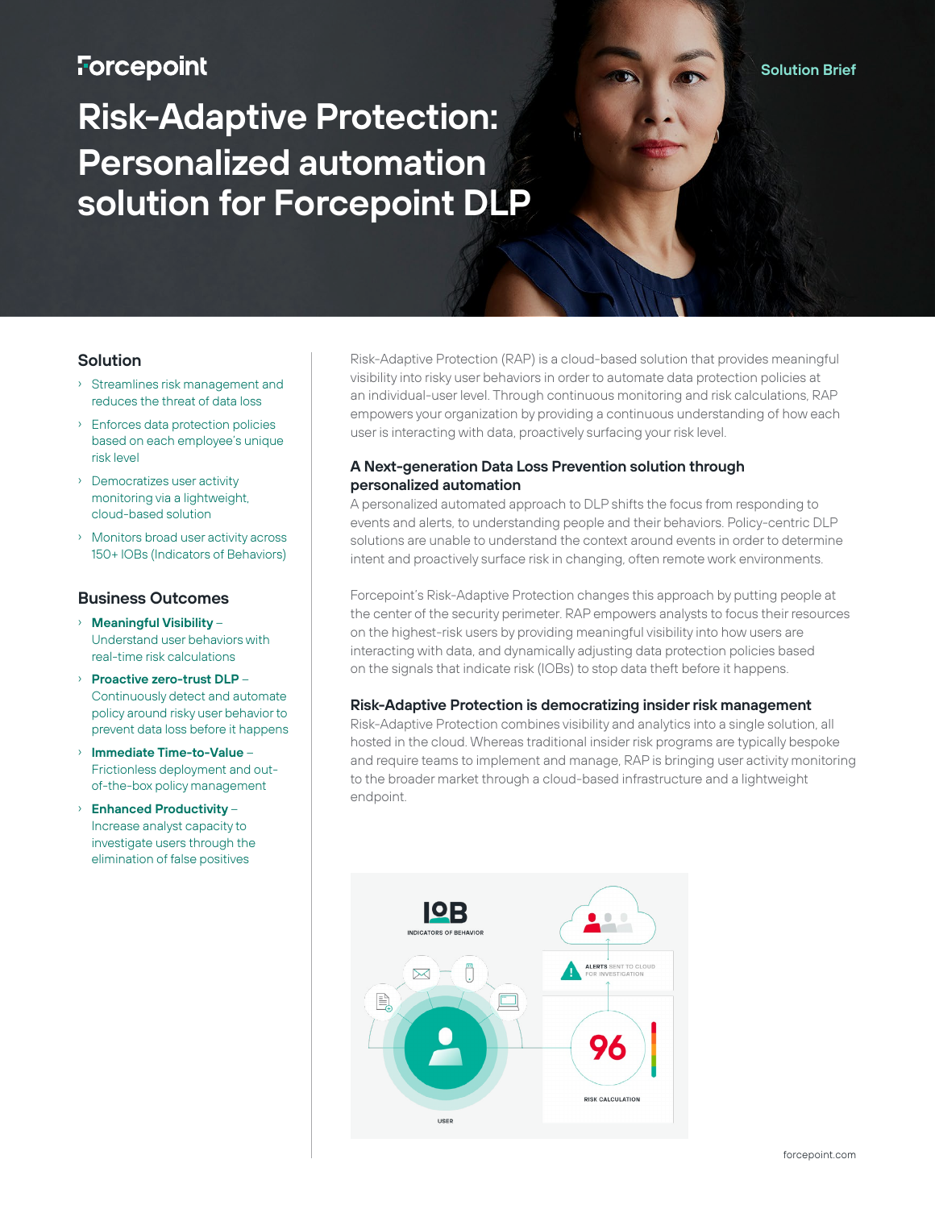Forcepoint

Solution Brief

# Risk-Adaptive Protection: Personalized automation solution for Forcepoint DLP

## Solution

- Streamlines risk management and reduces the threat of data loss
- Enforces data protection policies based on each employee's unique risk level
- Democratizes user activity monitoring via a lightweight, cloud-based solution
- Monitors broad user activity across 150+ IOBs (Indicators of Behaviors)

## Business Outcomes

- **Meaningful Visibility** – Understand user behaviors with real-time risk calculations
- **Proactive zero-trust DLP** – Continuously detect and automate policy around risky user behavior to prevent data loss before it happens
- **Immediate Time-to-Value** – Frictionless deployment and out-of-the-box policy management
- **Enhanced Productivity** – Increase analyst capacity to investigate users through the elimination of false positives

Risk-Adaptive Protection (RAP) is a cloud-based solution that provides meaningful visibility into risky user behaviors in order to automate data protection policies at an individual-user level. Through continuous monitoring and risk calculations, RAP empowers your organization by providing a continuous understanding of how each user is interacting with data, proactively surfacing your risk level.

### A Next-generation Data Loss Prevention solution through personalized automation

A personalized automated approach to DLP shifts the focus from responding to events and alerts, to understanding people and their behaviors. Policy-centric DLP solutions are unable to understand the context around events in order to determine intent and proactively surface risk in changing, often remote work environments.

Forcepoint's Risk-Adaptive Protection changes this approach by putting people at the center of the security perimeter. RAP empowers analysts to focus their resources on the highest-risk users by providing meaningful visibility into how users are interacting with data, and dynamically adjusting data protection policies based on the signals that indicate risk (IOBs) to stop data theft before it happens.

### Risk-Adaptive Protection is democratizing insider risk management

Risk-Adaptive Protection combines visibility and analytics into a single solution, all hosted in the cloud. Whereas traditional insider risk programs are typically bespoke and require teams to implement and manage, RAP is bringing user activity monitoring to the broader market through a cloud-based infrastructure and a lightweight endpoint.

IOB INDICATORS OF BEHAVIOR

ALERTS SENT TO CLOUD FOR INVESTIGATION

96

RISK CALCULATION

USER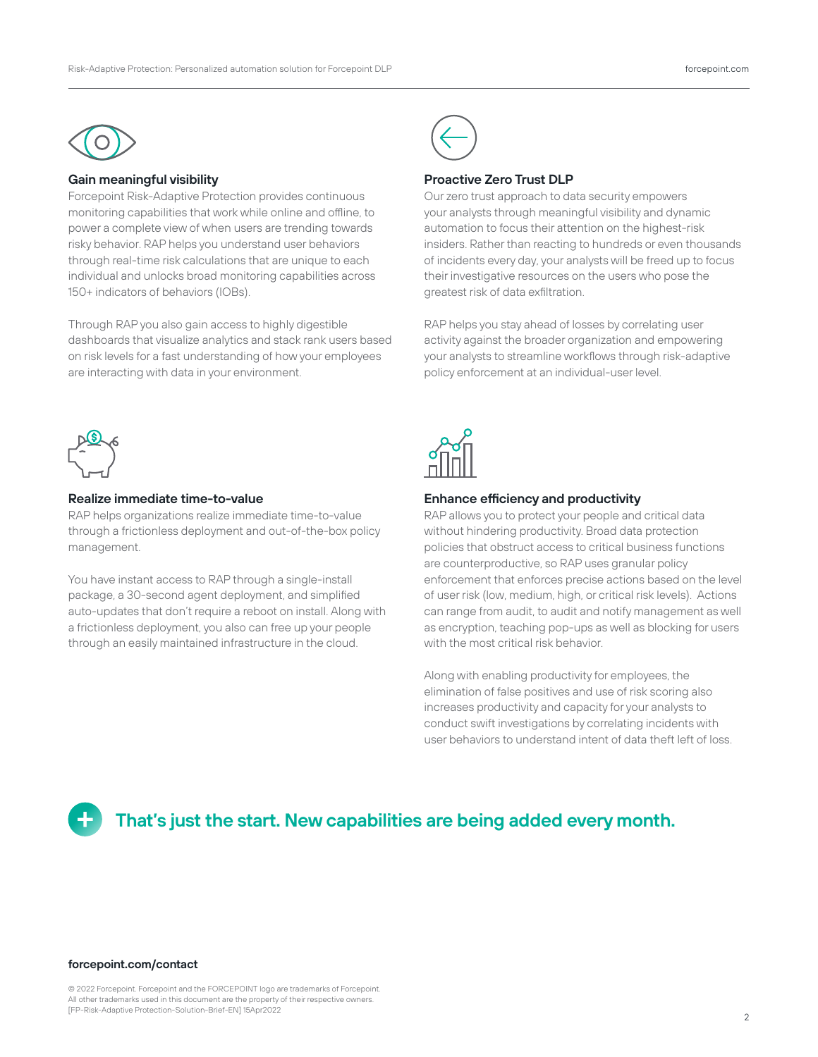### Gain meaningful visibility

Forcepoint Risk-Adaptive Protection provides continuous monitoring capabilities that work while online and offline, to power a complete view of when users are trending towards risky behavior. RAP helps you understand user behaviors through real-time risk calculations that are unique to each individual and unlocks broad monitoring capabilities across 150+ indicators of behaviors (IOBs).

Through RAP you also gain access to highly digestible dashboards that visualize analytics and stack rank users based on risk levels for a fast understanding of how your employees are interacting with data in your environment.

### Proactive Zero Trust DLP

Our zero trust approach to data security empowers your analysts through meaningful visibility and dynamic automation to focus their attention on the highest-risk insiders. Rather than reacting to hundreds or even thousands of incidents every day, your analysts will be freed up to focus their investigative resources on the users who pose the greatest risk of data exfiltration.

RAP helps you stay ahead of losses by correlating user activity against the broader organization and empowering your analysts to streamline workflows through risk-adaptive policy enforcement at an individual-user level.

### Realize immediate time-to-value

RAP helps organizations realize immediate time-to-value through a frictionless deployment and out-of-the-box policy management.

You have instant access to RAP through a single-install package, a 30-second agent deployment, and simplified auto-updates that don't require a reboot on install. Along with a frictionless deployment, you also can free up your people through an easily maintained infrastructure in the cloud.

### Enhance efficiency and productivity

RAP allows you to protect your people and critical data without hindering productivity. Broad data protection policies that obstruct access to critical business functions are counterproductive, so RAP uses granular policy enforcement that enforces precise actions based on the level of user risk (low, medium, high, or critical risk levels). Actions can range from audit, to audit and notify management as well as encryption, teaching pop-ups as well as blocking for users with the most critical risk behavior.

Along with enabling productivity for employees, the elimination of false positives and use of risk scoring also increases productivity and capacity for your analysts to conduct swift investigations by correlating incidents with user behaviors to understand intent of data theft left of loss.

## That's just the start. New capabilities are being added every month.

**forcepoint.com/contact**

© 2022 Forcepoint. Forcepoint and the FORCEPOINT logo are trademarks of Forcepoint.
All other trademarks used in this document are the property of their respective owners.
[FP-Risk-Adaptive Protection-Solution-Brief-EN] 15Apr2022